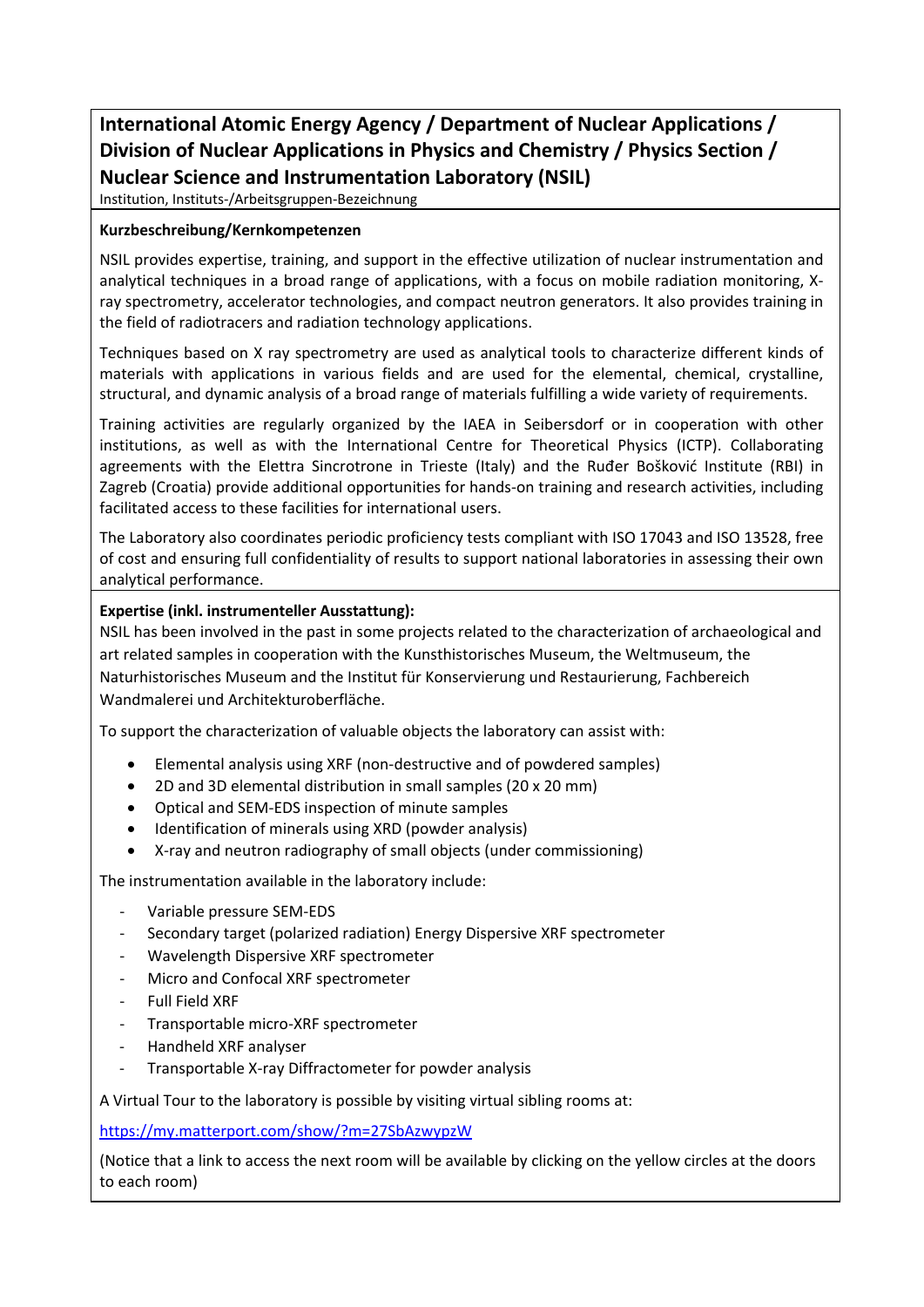# International Atomic Energy Agency / Department of Nuclear Applications / Division of Nuclear Applications in Physics and Chemistry / Physics Section / Nuclear Science and Instrumentation Laboratory (NSIL)

Institution, Instituts-/Arbeitsgruppen-Bezeichnung

**Kurzbeschreibung/Kernkompetenzen**

NSIL provides expertise, training, and support in the effective utilization of nuclear instrumentation and analytical techniques in a broad range of applications, with a focus on mobile radiation monitoring, X-ray spectrometry, accelerator technologies, and compact neutron generators. It also provides training in the field of radiotracers and radiation technology applications.

Techniques based on X ray spectrometry are used as analytical tools to characterize different kinds of materials with applications in various fields and are used for the elemental, chemical, crystalline, structural, and dynamic analysis of a broad range of materials fulfilling a wide variety of requirements.

Training activities are regularly organized by the IAEA in Seibersdorf or in cooperation with other institutions, as well as with the International Centre for Theoretical Physics (ICTP). Collaborating agreements with the Elettra Sincrotrone in Trieste (Italy) and the Ruđer Bošković Institute (RBI) in Zagreb (Croatia) provide additional opportunities for hands-on training and research activities, including facilitated access to these facilities for international users.

The Laboratory also coordinates periodic proficiency tests compliant with ISO 17043 and ISO 13528, free of cost and ensuring full confidentiality of results to support national laboratories in assessing their own analytical performance.

**Expertise (inkl. instrumenteller Ausstattung):**

NSIL has been involved in the past in some projects related to the characterization of archaeological and art related samples in cooperation with the Kunsthistorisches Museum, the Weltmuseum, the Naturhistorisches Museum and the Institut für Konservierung und Restaurierung, Fachbereich Wandmalerei und Architekturoberfläche.

To support the characterization of valuable objects the laboratory can assist with:

- Elemental analysis using XRF (non-destructive and of powdered samples)
- 2D and 3D elemental distribution in small samples (20 x 20 mm)
- Optical and SEM-EDS inspection of minute samples
- Identification of minerals using XRD (powder analysis)
- X-ray and neutron radiography of small objects (under commissioning)

The instrumentation available in the laboratory include:

- Variable pressure SEM-EDS
- Secondary target (polarized radiation) Energy Dispersive XRF spectrometer
- Wavelength Dispersive XRF spectrometer
- Micro and Confocal XRF spectrometer
- Full Field XRF
- Transportable micro-XRF spectrometer
- Handheld XRF analyser
- Transportable X-ray Diffractometer for powder analysis

A Virtual Tour to the laboratory is possible by visiting virtual sibling rooms at:

https://my.matterport.com/show/?m=27SbAzwypzW

(Notice that a link to access the next room will be available by clicking on the yellow circles at the doors to each room)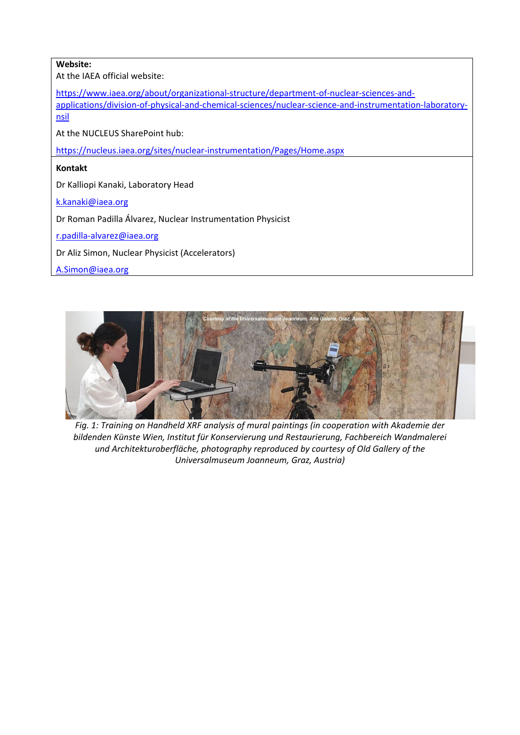**Website:**

At the IAEA official website:

https://www.iaea.org/about/organizational-structure/department-of-nuclear-sciences-and-applications/division-of-physical-and-chemical-sciences/nuclear-science-and-instrumentation-laboratory-nsil

At the NUCLEUS SharePoint hub:

https://nucleus.iaea.org/sites/nuclear-instrumentation/Pages/Home.aspx

**Kontakt**

Dr Kalliopi Kanaki, Laboratory Head

k.kanaki@iaea.org

Dr Roman Padilla Álvarez, Nuclear Instrumentation Physicist

r.padilla-alvarez@iaea.org

Dr Aliz Simon, Nuclear Physicist (Accelerators)

A.Simon@iaea.org

*Fig. 1: Training on Handheld XRF analysis of mural paintings (in cooperation with Akademie der bildenden Künste Wien, Institut für Konservierung und Restaurierung, Fachbereich Wandmalerei und Architekturoberfläche, photography reproduced by courtesy of Old Gallery of the Universalmuseum Joanneum, Graz, Austria)*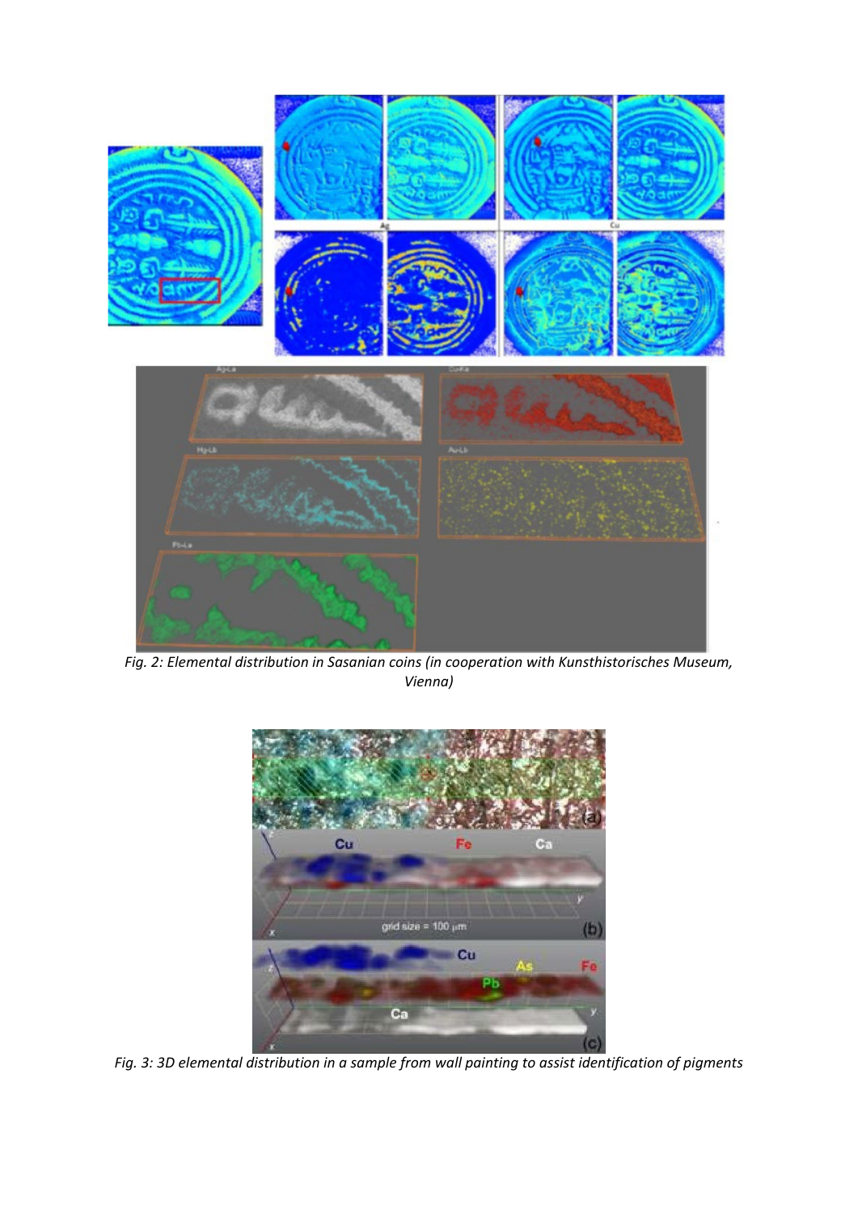*Fig. 2: Elemental distribution in Sasanian coins (in cooperation with Kunsthistorisches Museum, Vienna)*

*Fig. 3: 3D elemental distribution in a sample from wall painting to assist identification of pigments*